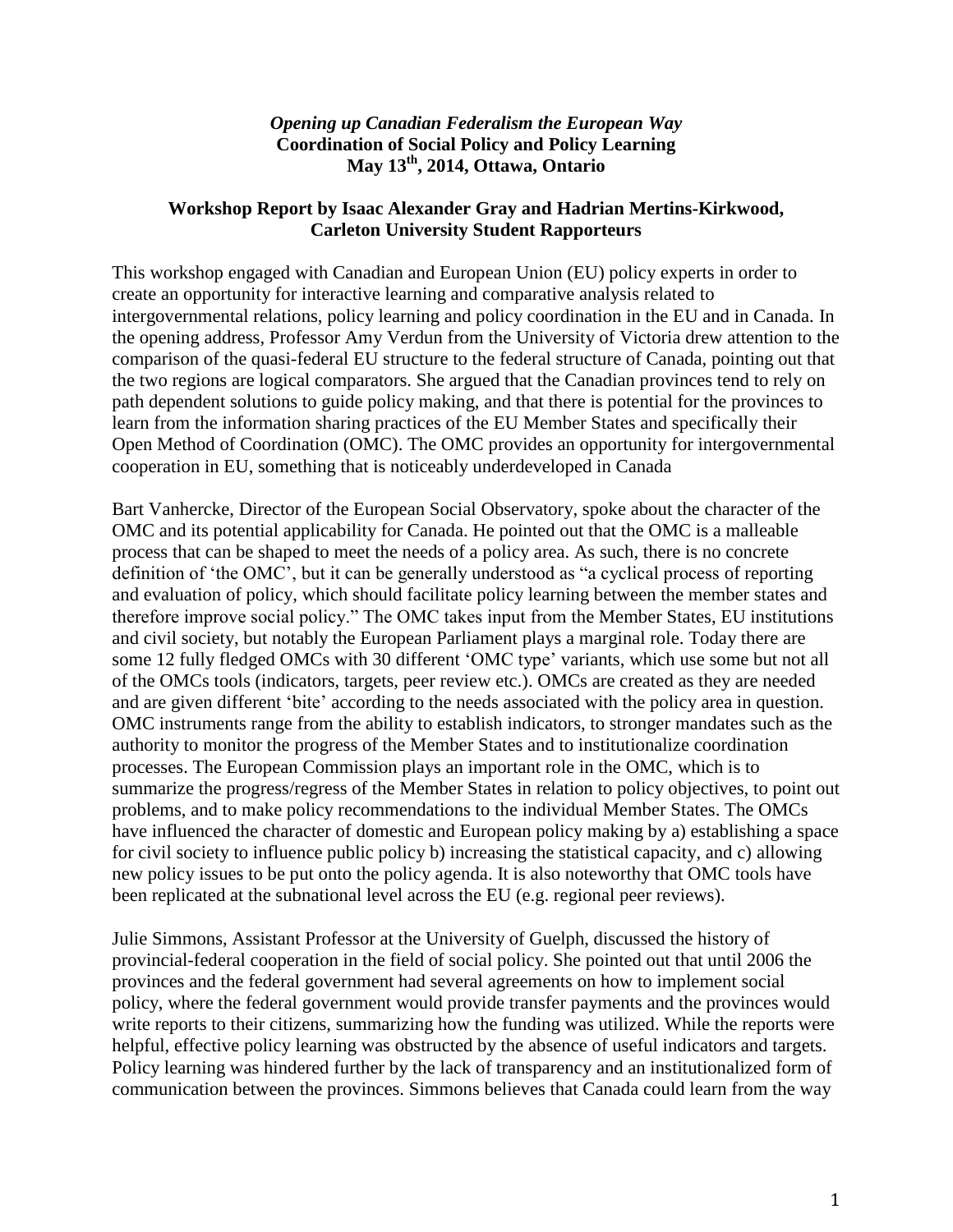*Opening up Canadian Federalism the European Way*
**Coordination of Social Policy and Policy Learning**
**May 13th, 2014, Ottawa, Ontario**

**Workshop Report by Isaac Alexander Gray and Hadrian Mertins-Kirkwood, Carleton University Student Rapporteurs**

This workshop engaged with Canadian and European Union (EU) policy experts in order to create an opportunity for interactive learning and comparative analysis related to intergovernmental relations, policy learning and policy coordination in the EU and in Canada. In the opening address, Professor Amy Verdun from the University of Victoria drew attention to the comparison of the quasi-federal EU structure to the federal structure of Canada, pointing out that the two regions are logical comparators. She argued that the Canadian provinces tend to rely on path dependent solutions to guide policy making, and that there is potential for the provinces to learn from the information sharing practices of the EU Member States and specifically their Open Method of Coordination (OMC). The OMC provides an opportunity for intergovernmental cooperation in EU, something that is noticeably underdeveloped in Canada

Bart Vanhercke, Director of the European Social Observatory, spoke about the character of the OMC and its potential applicability for Canada. He pointed out that the OMC is a malleable process that can be shaped to meet the needs of a policy area. As such, there is no concrete definition of 'the OMC', but it can be generally understood as "a cyclical process of reporting and evaluation of policy, which should facilitate policy learning between the member states and therefore improve social policy." The OMC takes input from the Member States, EU institutions and civil society, but notably the European Parliament plays a marginal role. Today there are some 12 fully fledged OMCs with 30 different 'OMC type' variants, which use some but not all of the OMCs tools (indicators, targets, peer review etc.). OMCs are created as they are needed and are given different 'bite' according to the needs associated with the policy area in question. OMC instruments range from the ability to establish indicators, to stronger mandates such as the authority to monitor the progress of the Member States and to institutionalize coordination processes. The European Commission plays an important role in the OMC, which is to summarize the progress/regress of the Member States in relation to policy objectives, to point out problems, and to make policy recommendations to the individual Member States. The OMCs have influenced the character of domestic and European policy making by a) establishing a space for civil society to influence public policy b) increasing the statistical capacity, and c) allowing new policy issues to be put onto the policy agenda. It is also noteworthy that OMC tools have been replicated at the subnational level across the EU (e.g. regional peer reviews).

Julie Simmons, Assistant Professor at the University of Guelph, discussed the history of provincial-federal cooperation in the field of social policy. She pointed out that until 2006 the provinces and the federal government had several agreements on how to implement social policy, where the federal government would provide transfer payments and the provinces would write reports to their citizens, summarizing how the funding was utilized. While the reports were helpful, effective policy learning was obstructed by the absence of useful indicators and targets. Policy learning was hindered further by the lack of transparency and an institutionalized form of communication between the provinces. Simmons believes that Canada could learn from the way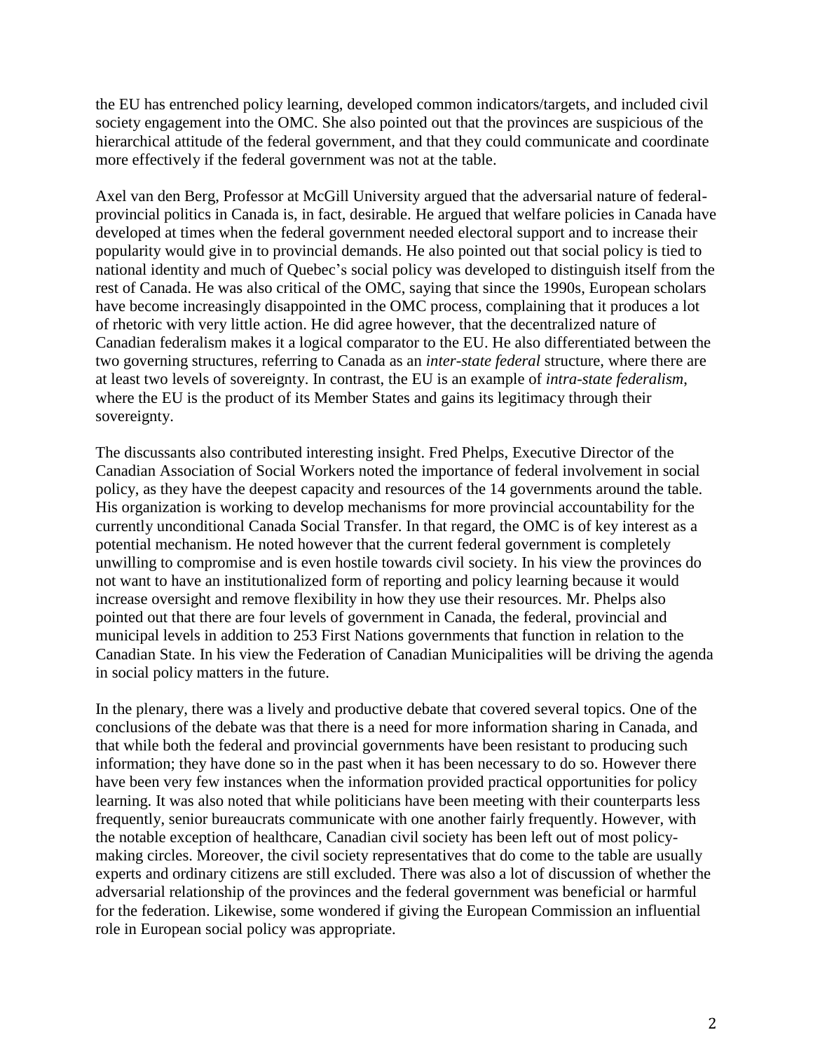the EU has entrenched policy learning, developed common indicators/targets, and included civil society engagement into the OMC. She also pointed out that the provinces are suspicious of the hierarchical attitude of the federal government, and that they could communicate and coordinate more effectively if the federal government was not at the table.

Axel van den Berg, Professor at McGill University argued that the adversarial nature of federal-provincial politics in Canada is, in fact, desirable. He argued that welfare policies in Canada have developed at times when the federal government needed electoral support and to increase their popularity would give in to provincial demands. He also pointed out that social policy is tied to national identity and much of Quebec's social policy was developed to distinguish itself from the rest of Canada. He was also critical of the OMC, saying that since the 1990s, European scholars have become increasingly disappointed in the OMC process, complaining that it produces a lot of rhetoric with very little action. He did agree however, that the decentralized nature of Canadian federalism makes it a logical comparator to the EU. He also differentiated between the two governing structures, referring to Canada as an *inter-state federal* structure, where there are at least two levels of sovereignty. In contrast, the EU is an example of *intra-state federalism*, where the EU is the product of its Member States and gains its legitimacy through their sovereignty.

The discussants also contributed interesting insight. Fred Phelps, Executive Director of the Canadian Association of Social Workers noted the importance of federal involvement in social policy, as they have the deepest capacity and resources of the 14 governments around the table. His organization is working to develop mechanisms for more provincial accountability for the currently unconditional Canada Social Transfer. In that regard, the OMC is of key interest as a potential mechanism. He noted however that the current federal government is completely unwilling to compromise and is even hostile towards civil society. In his view the provinces do not want to have an institutionalized form of reporting and policy learning because it would increase oversight and remove flexibility in how they use their resources. Mr. Phelps also pointed out that there are four levels of government in Canada, the federal, provincial and municipal levels in addition to 253 First Nations governments that function in relation to the Canadian State. In his view the Federation of Canadian Municipalities will be driving the agenda in social policy matters in the future.

In the plenary, there was a lively and productive debate that covered several topics. One of the conclusions of the debate was that there is a need for more information sharing in Canada, and that while both the federal and provincial governments have been resistant to producing such information; they have done so in the past when it has been necessary to do so. However there have been very few instances when the information provided practical opportunities for policy learning. It was also noted that while politicians have been meeting with their counterparts less frequently, senior bureaucrats communicate with one another fairly frequently. However, with the notable exception of healthcare, Canadian civil society has been left out of most policy-making circles. Moreover, the civil society representatives that do come to the table are usually experts and ordinary citizens are still excluded. There was also a lot of discussion of whether the adversarial relationship of the provinces and the federal government was beneficial or harmful for the federation. Likewise, some wondered if giving the European Commission an influential role in European social policy was appropriate.